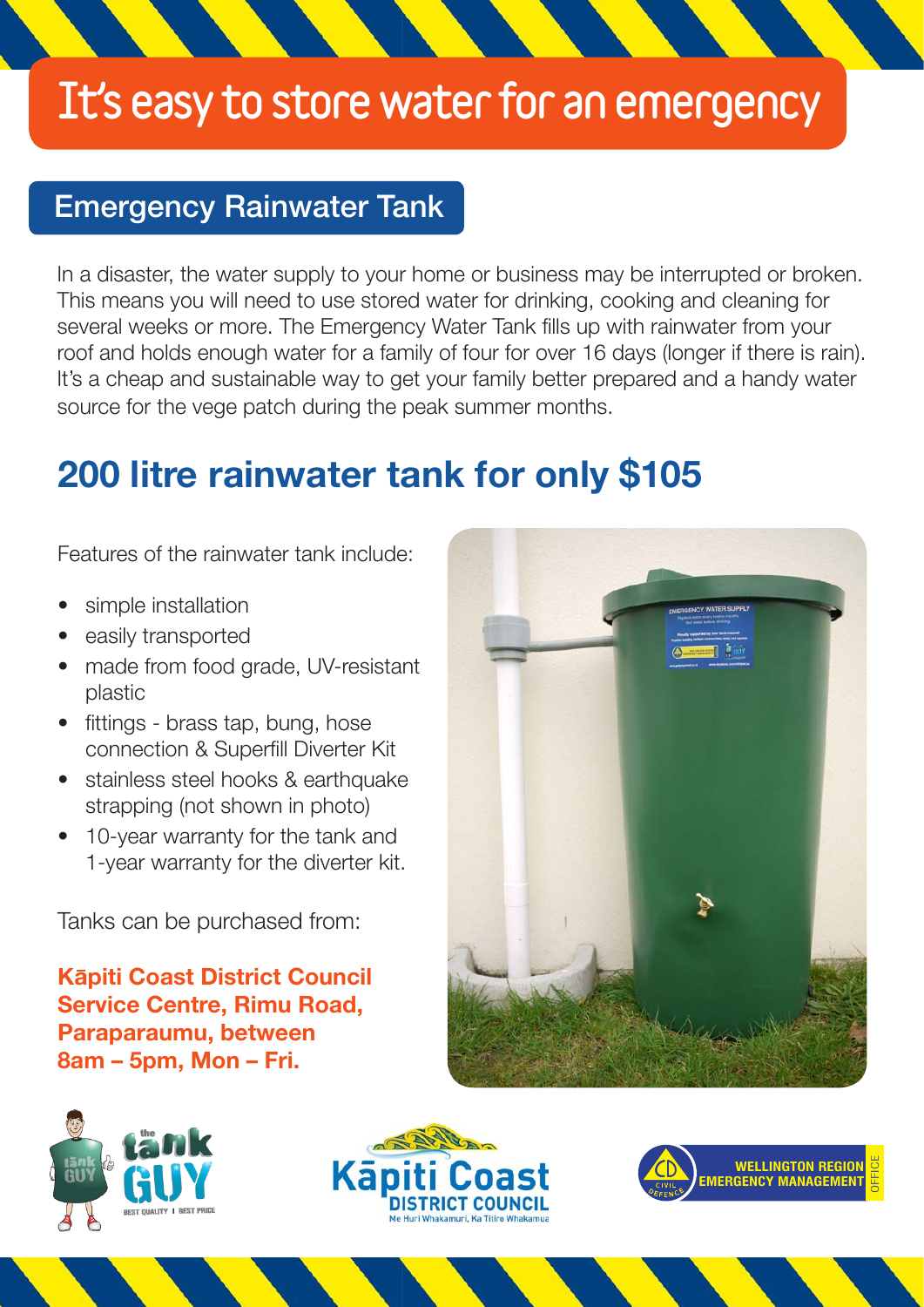# It's easy to store water for an emergency

## Emergency Rainwater Tank

In a disaster, the water supply to your home or business may be interrupted or broken. This means you will need to use stored water for drinking, cooking and cleaning for several weeks or more. The Emergency Water Tank fills up with rainwater from your roof and holds enough water for a family of four for over 16 days (longer if there is rain). It's a cheap and sustainable way to get your family better prepared and a handy water source for the vege patch during the peak summer months.

## 200 litre rainwater tank for only $105

Features of the rainwater tank include:

- simple installation
- easily transported
- made from food grade, UV-resistant plastic
- fittings - brass tap, bung, hose connection & Superfill Diverter Kit
- stainless steel hooks & earthquake strapping (not shown in photo)
- 10-year warranty for the tank and 1-year warranty for the diverter kit.

Tanks can be purchased from:

**Kāpiti Coast District Council Service Centre, Rimu Road, Paraparaumu, between 8am – 5pm, Mon – Fri.**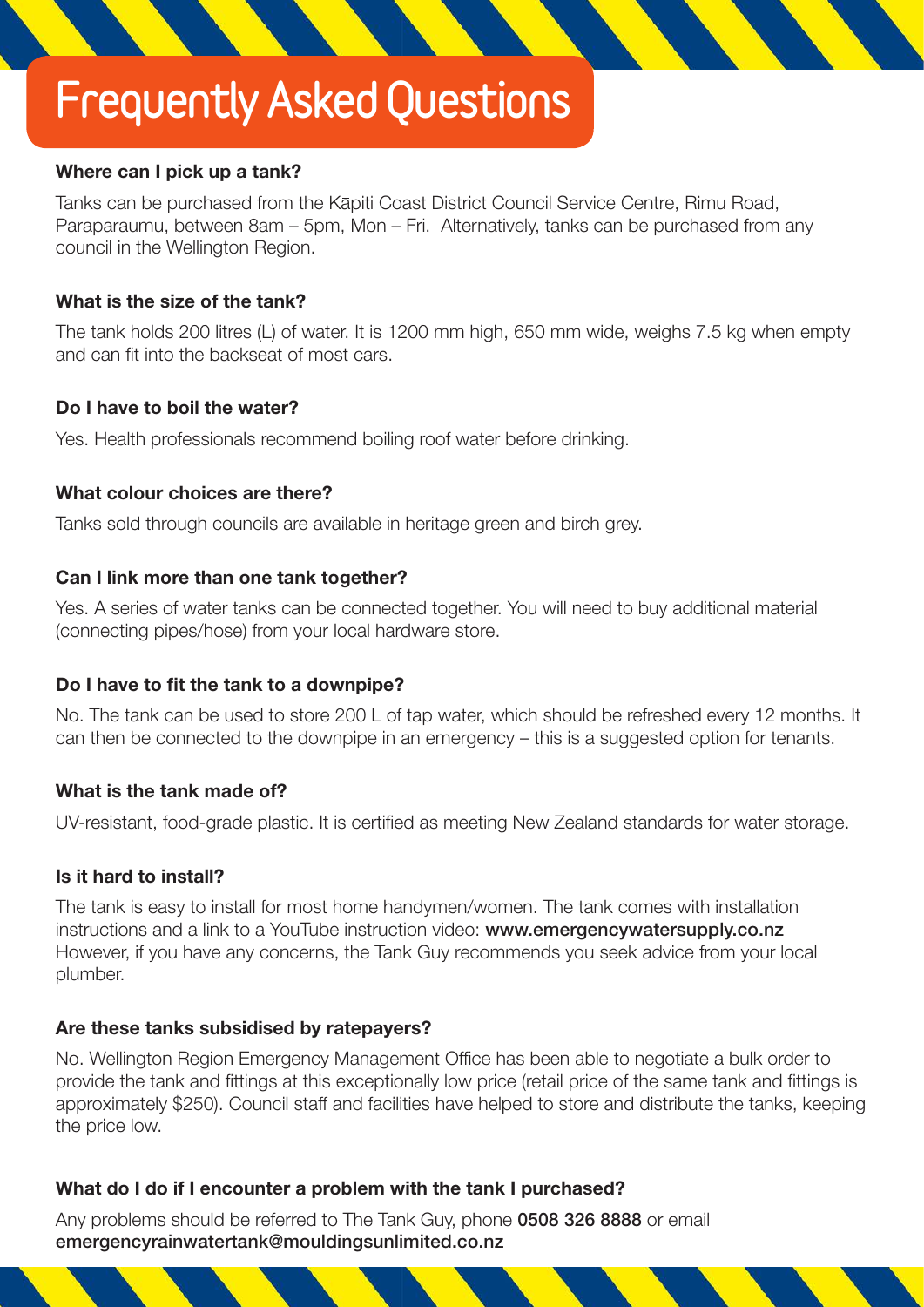# Frequently Asked Questions

**Where can I pick up a tank?**

Tanks can be purchased from the Kāpiti Coast District Council Service Centre, Rimu Road, Paraparaumu, between 8am – 5pm, Mon – Fri. Alternatively, tanks can be purchased from any council in the Wellington Region.

**What is the size of the tank?**

The tank holds 200 litres (L) of water. It is 1200 mm high, 650 mm wide, weighs 7.5 kg when empty and can fit into the backseat of most cars.

**Do I have to boil the water?**

Yes. Health professionals recommend boiling roof water before drinking.

**What colour choices are there?**

Tanks sold through councils are available in heritage green and birch grey.

**Can I link more than one tank together?**

Yes. A series of water tanks can be connected together. You will need to buy additional material (connecting pipes/hose) from your local hardware store.

**Do I have to fit the tank to a downpipe?**

No. The tank can be used to store 200 L of tap water, which should be refreshed every 12 months. It can then be connected to the downpipe in an emergency – this is a suggested option for tenants.

**What is the tank made of?**

UV-resistant, food-grade plastic. It is certified as meeting New Zealand standards for water storage.

**Is it hard to install?**

The tank is easy to install for most home handymen/women. The tank comes with installation instructions and a link to a YouTube instruction video: **www.emergencywatersupply.co.nz** However, if you have any concerns, the Tank Guy recommends you seek advice from your local plumber.

**Are these tanks subsidised by ratepayers?**

No. Wellington Region Emergency Management Office has been able to negotiate a bulk order to provide the tank and fittings at this exceptionally low price (retail price of the same tank and fittings is approximately $250). Council staff and facilities have helped to store and distribute the tanks, keeping the price low.

**What do I do if I encounter a problem with the tank I purchased?**

Any problems should be referred to The Tank Guy, phone **0508 326 8888** or email **emergencyrainwatertank@mouldingsunlimited.co.nz**